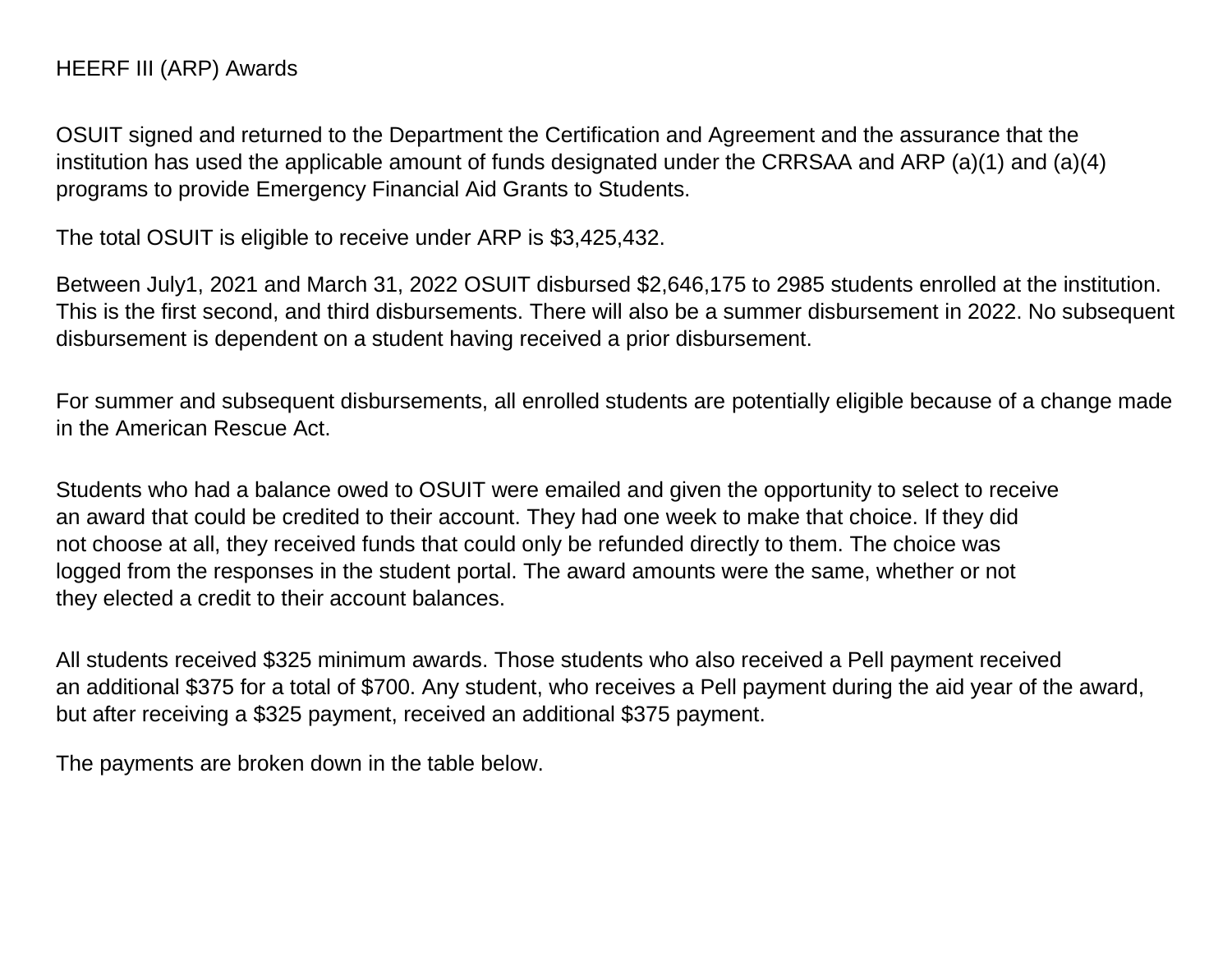# HEERF III (ARP) Awards

OSUIT signed and returned to the Department the Certification and Agreement and the assurance that the institution has used the applicable amount of funds designated under the CRRSAA and ARP (a)(1) and (a)(4) programs to provide Emergency Financial Aid Grants to Students.

The total OSUIT is eligible to receive under ARP is $3,425,432.

Between July1, 2021 and March 31, 2022 OSUIT disbursed $2,646,175 to 2985 students enrolled at the institution. This is the first second, and third disbursements. There will also be a summer disbursement in 2022. No subsequent disbursement is dependent on a student having received a prior disbursement.

For summer and subsequent disbursements, all enrolled students are potentially eligible because of a change made in the American Rescue Act.

Students who had a balance owed to OSUIT were emailed and given the opportunity to select to receive an award that could be credited to their account. They had one week to make that choice. If they did not choose at all, they received funds that could only be refunded directly to them. The choice was logged from the responses in the student portal. The award amounts were the same, whether or not they elected a credit to their account balances.

All students received $325 minimum awards. Those students who also received a Pell payment received an additional $375 for a total of $700. Any student, who receives a Pell payment during the aid year of the award, but after receiving a $325 payment, received an additional $375 payment.

The payments are broken down in the table below.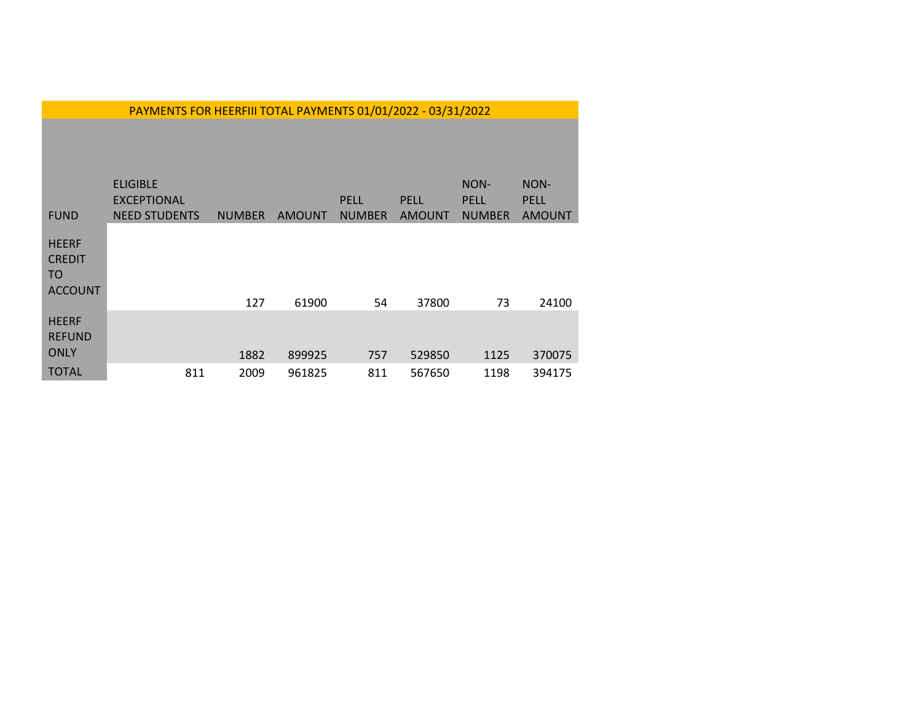| PAYMENTS FOR HEERFIII TOTAL PAYMENTS 01/01/2022 - 03/31/2022 | | | | | | | |
|---|---|---|---|---|---|---|---|
| FUND | ELIGIBLE EXCEPTIONAL NEED STUDENTS | NUMBER | AMOUNT | PELL NUMBER | PELL AMOUNT | NON-PELL NUMBER | NON-PELL AMOUNT |
| HEERF CREDIT TO ACCOUNT | | 127 | 61900 | 54 | 37800 | 73 | 24100 |
| HEERF REFUND ONLY | | 1882 | 899925 | 757 | 529850 | 1125 | 370075 |
| TOTAL | 811 | 2009 | 961825 | 811 | 567650 | 1198 | 394175 |